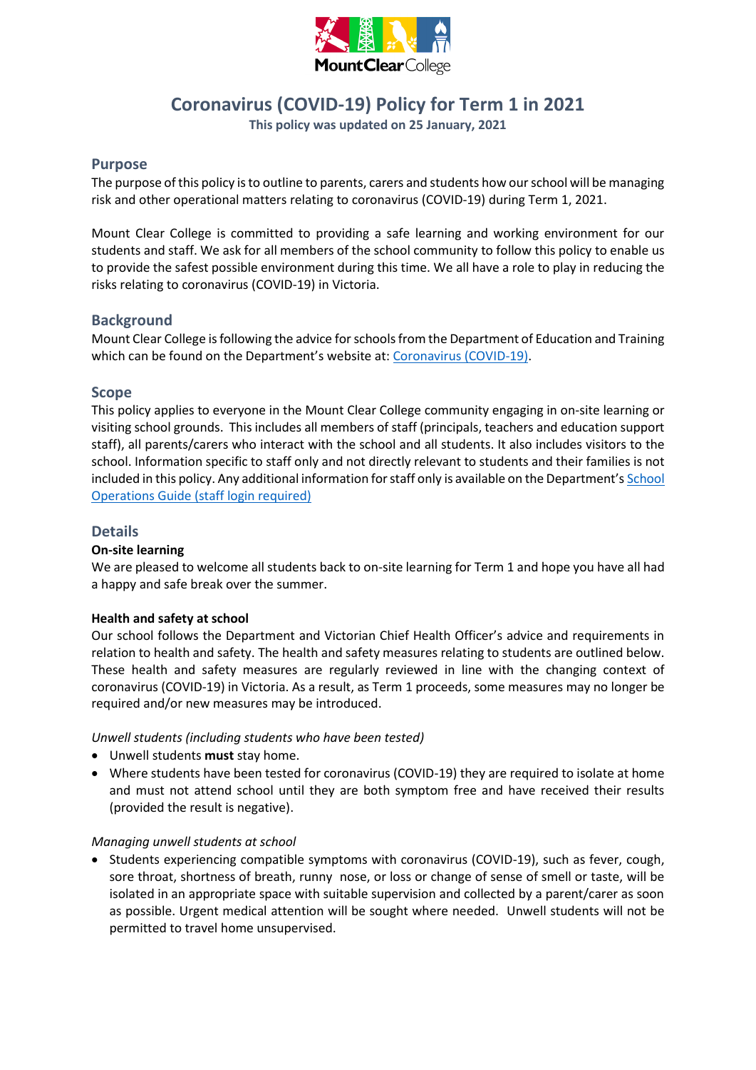# Coronavirus (COVID-19) Policy for Term 1 in 2021

**This policy was updated on 25 January, 2021**

## Purpose

The purpose of this policy is to outline to parents, carers and students how our school will be managing risk and other operational matters relating to coronavirus (COVID-19) during Term 1, 2021.

Mount Clear College is committed to providing a safe learning and working environment for our students and staff. We ask for all members of the school community to follow this policy to enable us to provide the safest possible environment during this time. We all have a role to play in reducing the risks relating to coronavirus (COVID-19) in Victoria.

## Background

Mount Clear College is following the advice for schools from the Department of Education and Training which can be found on the Department's website at: Coronavirus (COVID-19).

## Scope

This policy applies to everyone in the Mount Clear College community engaging in on-site learning or visiting school grounds. This includes all members of staff (principals, teachers and education support staff), all parents/carers who interact with the school and all students. It also includes visitors to the school. Information specific to staff only and not directly relevant to students and their families is not included in this policy. Any additional information for staff only is available on the Department's School Operations Guide (staff login required)

## Details

**On-site learning**

We are pleased to welcome all students back to on-site learning for Term 1 and hope you have all had a happy and safe break over the summer.

**Health and safety at school**

Our school follows the Department and Victorian Chief Health Officer's advice and requirements in relation to health and safety. The health and safety measures relating to students are outlined below. These health and safety measures are regularly reviewed in line with the changing context of coronavirus (COVID-19) in Victoria. As a result, as Term 1 proceeds, some measures may no longer be required and/or new measures may be introduced.

*Unwell students (including students who have been tested)*

- Unwell students **must** stay home.
- Where students have been tested for coronavirus (COVID-19) they are required to isolate at home and must not attend school until they are both symptom free and have received their results (provided the result is negative).

*Managing unwell students at school*

- Students experiencing compatible symptoms with coronavirus (COVID-19), such as fever, cough, sore throat, shortness of breath, runny nose, or loss or change of sense of smell or taste, will be isolated in an appropriate space with suitable supervision and collected by a parent/carer as soon as possible. Urgent medical attention will be sought where needed. Unwell students will not be permitted to travel home unsupervised.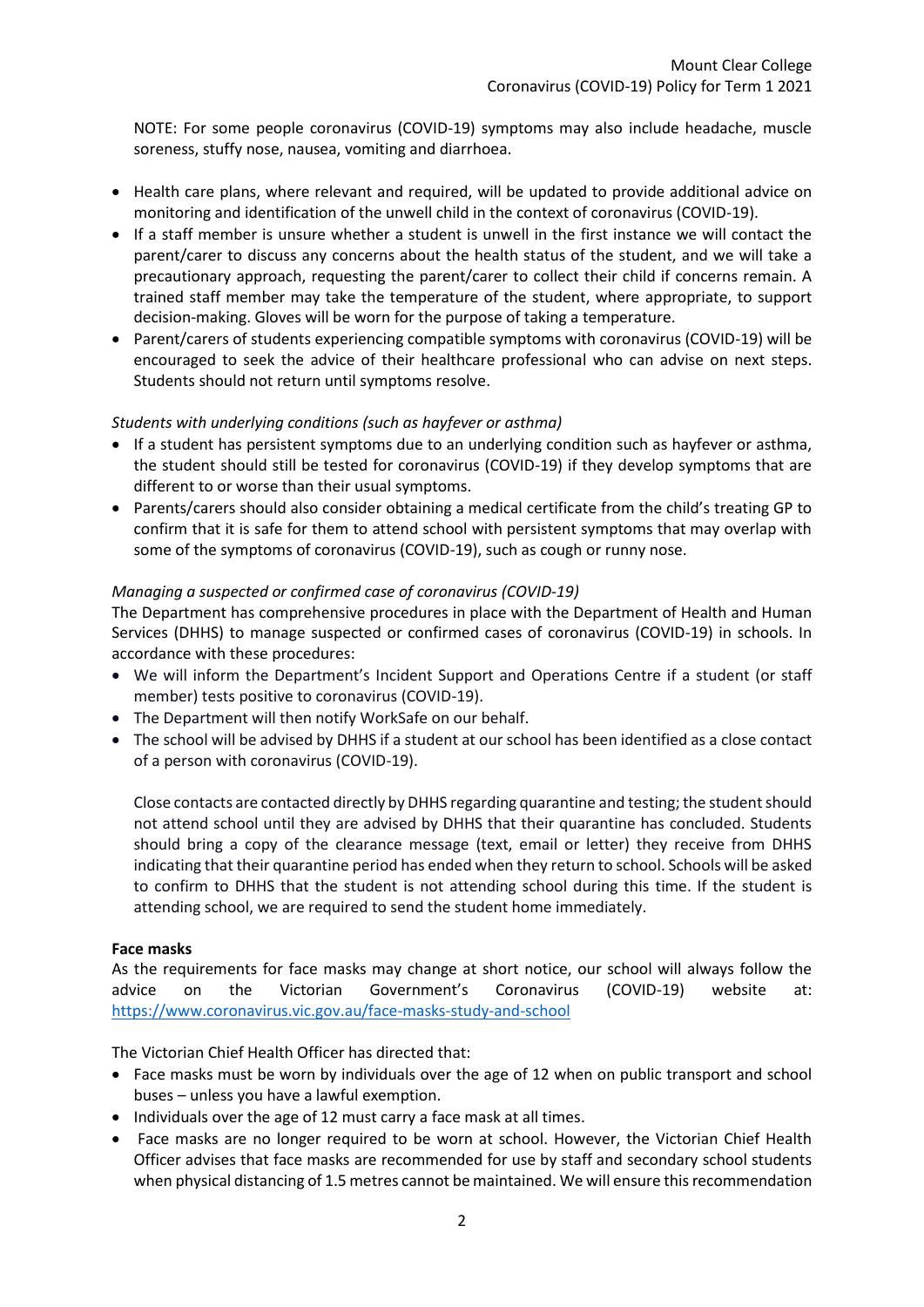NOTE: For some people coronavirus (COVID-19) symptoms may also include headache, muscle soreness, stuffy nose, nausea, vomiting and diarrhoea.

- Health care plans, where relevant and required, will be updated to provide additional advice on monitoring and identification of the unwell child in the context of coronavirus (COVID-19).
- If a staff member is unsure whether a student is unwell in the first instance we will contact the parent/carer to discuss any concerns about the health status of the student, and we will take a precautionary approach, requesting the parent/carer to collect their child if concerns remain. A trained staff member may take the temperature of the student, where appropriate, to support decision-making. Gloves will be worn for the purpose of taking a temperature.
- Parent/carers of students experiencing compatible symptoms with coronavirus (COVID-19) will be encouraged to seek the advice of their healthcare professional who can advise on next steps. Students should not return until symptoms resolve.

*Students with underlying conditions (such as hayfever or asthma)*

- If a student has persistent symptoms due to an underlying condition such as hayfever or asthma, the student should still be tested for coronavirus (COVID-19) if they develop symptoms that are different to or worse than their usual symptoms.
- Parents/carers should also consider obtaining a medical certificate from the child's treating GP to confirm that it is safe for them to attend school with persistent symptoms that may overlap with some of the symptoms of coronavirus (COVID-19), such as cough or runny nose.

*Managing a suspected or confirmed case of coronavirus (COVID-19)*

The Department has comprehensive procedures in place with the Department of Health and Human Services (DHHS) to manage suspected or confirmed cases of coronavirus (COVID-19) in schools. In accordance with these procedures:

- We will inform the Department's Incident Support and Operations Centre if a student (or staff member) tests positive to coronavirus (COVID-19).
- The Department will then notify WorkSafe on our behalf.
- The school will be advised by DHHS if a student at our school has been identified as a close contact of a person with coronavirus (COVID-19).

  Close contacts are contacted directly by DHHS regarding quarantine and testing; the student should not attend school until they are advised by DHHS that their quarantine has concluded. Students should bring a copy of the clearance message (text, email or letter) they receive from DHHS indicating that their quarantine period has ended when they return to school. Schools will be asked to confirm to DHHS that the student is not attending school during this time. If the student is attending school, we are required to send the student home immediately.

**Face masks**

As the requirements for face masks may change at short notice, our school will always follow the advice on the Victorian Government's Coronavirus (COVID-19) website at: https://www.coronavirus.vic.gov.au/face-masks-study-and-school

The Victorian Chief Health Officer has directed that:

- Face masks must be worn by individuals over the age of 12 when on public transport and school buses – unless you have a lawful exemption.
- Individuals over the age of 12 must carry a face mask at all times.
- Face masks are no longer required to be worn at school. However, the Victorian Chief Health Officer advises that face masks are recommended for use by staff and secondary school students when physical distancing of 1.5 metres cannot be maintained. We will ensure this recommendation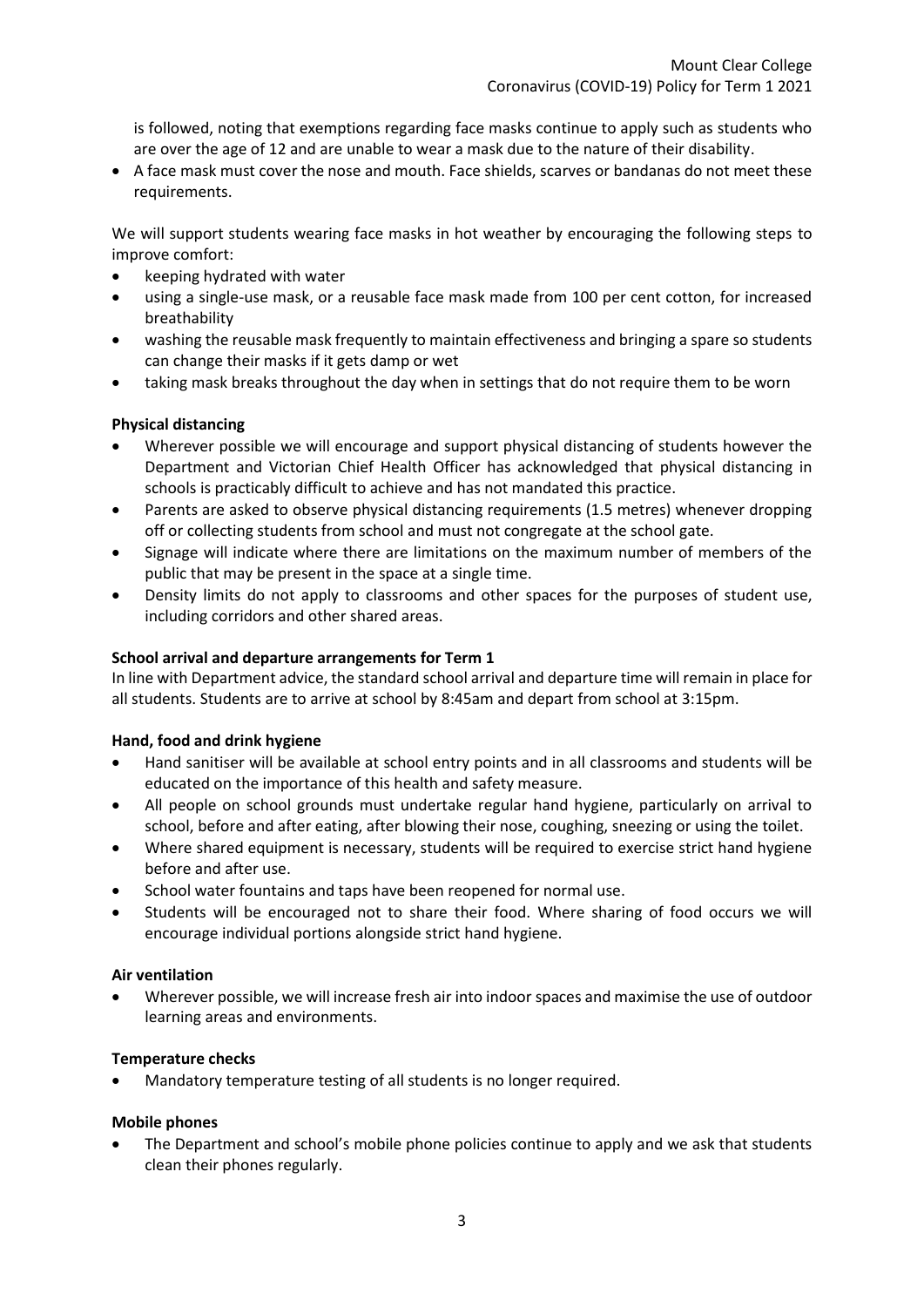is followed, noting that exemptions regarding face masks continue to apply such as students who are over the age of 12 and are unable to wear a mask due to the nature of their disability.

- A face mask must cover the nose and mouth. Face shields, scarves or bandanas do not meet these requirements.

We will support students wearing face masks in hot weather by encouraging the following steps to improve comfort:

- keeping hydrated with water
- using a single-use mask, or a reusable face mask made from 100 per cent cotton, for increased breathability
- washing the reusable mask frequently to maintain effectiveness and bringing a spare so students can change their masks if it gets damp or wet
- taking mask breaks throughout the day when in settings that do not require them to be worn

**Physical distancing**

- Wherever possible we will encourage and support physical distancing of students however the Department and Victorian Chief Health Officer has acknowledged that physical distancing in schools is practicably difficult to achieve and has not mandated this practice.
- Parents are asked to observe physical distancing requirements (1.5 metres) whenever dropping off or collecting students from school and must not congregate at the school gate.
- Signage will indicate where there are limitations on the maximum number of members of the public that may be present in the space at a single time.
- Density limits do not apply to classrooms and other spaces for the purposes of student use, including corridors and other shared areas.

**School arrival and departure arrangements for Term 1**

In line with Department advice, the standard school arrival and departure time will remain in place for all students. Students are to arrive at school by 8:45am and depart from school at 3:15pm.

**Hand, food and drink hygiene**

- Hand sanitiser will be available at school entry points and in all classrooms and students will be educated on the importance of this health and safety measure.
- All people on school grounds must undertake regular hand hygiene, particularly on arrival to school, before and after eating, after blowing their nose, coughing, sneezing or using the toilet.
- Where shared equipment is necessary, students will be required to exercise strict hand hygiene before and after use.
- School water fountains and taps have been reopened for normal use.
- Students will be encouraged not to share their food. Where sharing of food occurs we will encourage individual portions alongside strict hand hygiene.

**Air ventilation**

- Wherever possible, we will increase fresh air into indoor spaces and maximise the use of outdoor learning areas and environments.

**Temperature checks**

- Mandatory temperature testing of all students is no longer required.

**Mobile phones**

- The Department and school's mobile phone policies continue to apply and we ask that students clean their phones regularly.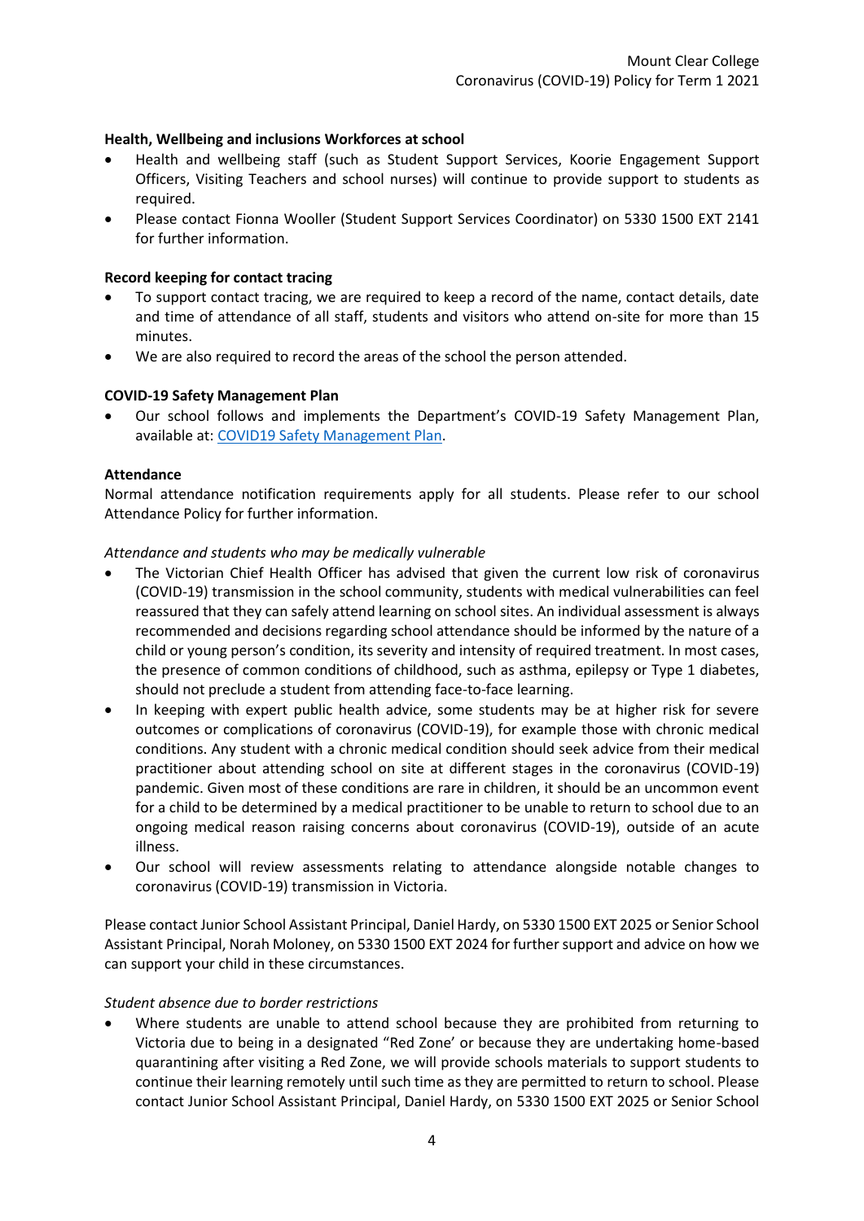**Health, Wellbeing and inclusions Workforces at school**

- Health and wellbeing staff (such as Student Support Services, Koorie Engagement Support Officers, Visiting Teachers and school nurses) will continue to provide support to students as required.
- Please contact Fionna Wooller (Student Support Services Coordinator) on 5330 1500 EXT 2141 for further information.

**Record keeping for contact tracing**

- To support contact tracing, we are required to keep a record of the name, contact details, date and time of attendance of all staff, students and visitors who attend on-site for more than 15 minutes.
- We are also required to record the areas of the school the person attended.

**COVID-19 Safety Management Plan**

- Our school follows and implements the Department's COVID-19 Safety Management Plan, available at: [COVID19 Safety Management Plan](COVID19 Safety Management Plan).

**Attendance**

Normal attendance notification requirements apply for all students. Please refer to our school Attendance Policy for further information.

*Attendance and students who may be medically vulnerable*

- The Victorian Chief Health Officer has advised that given the current low risk of coronavirus (COVID-19) transmission in the school community, students with medical vulnerabilities can feel reassured that they can safely attend learning on school sites. An individual assessment is always recommended and decisions regarding school attendance should be informed by the nature of a child or young person's condition, its severity and intensity of required treatment. In most cases, the presence of common conditions of childhood, such as asthma, epilepsy or Type 1 diabetes, should not preclude a student from attending face-to-face learning.
- In keeping with expert public health advice, some students may be at higher risk for severe outcomes or complications of coronavirus (COVID-19), for example those with chronic medical conditions. Any student with a chronic medical condition should seek advice from their medical practitioner about attending school on site at different stages in the coronavirus (COVID-19) pandemic. Given most of these conditions are rare in children, it should be an uncommon event for a child to be determined by a medical practitioner to be unable to return to school due to an ongoing medical reason raising concerns about coronavirus (COVID-19), outside of an acute illness.
- Our school will review assessments relating to attendance alongside notable changes to coronavirus (COVID-19) transmission in Victoria.

Please contact Junior School Assistant Principal, Daniel Hardy, on 5330 1500 EXT 2025 or Senior School Assistant Principal, Norah Moloney, on 5330 1500 EXT 2024 for further support and advice on how we can support your child in these circumstances.

*Student absence due to border restrictions*

- Where students are unable to attend school because they are prohibited from returning to Victoria due to being in a designated "Red Zone' or because they are undertaking home-based quarantining after visiting a Red Zone, we will provide schools materials to support students to continue their learning remotely until such time as they are permitted to return to school. Please contact Junior School Assistant Principal, Daniel Hardy, on 5330 1500 EXT 2025 or Senior School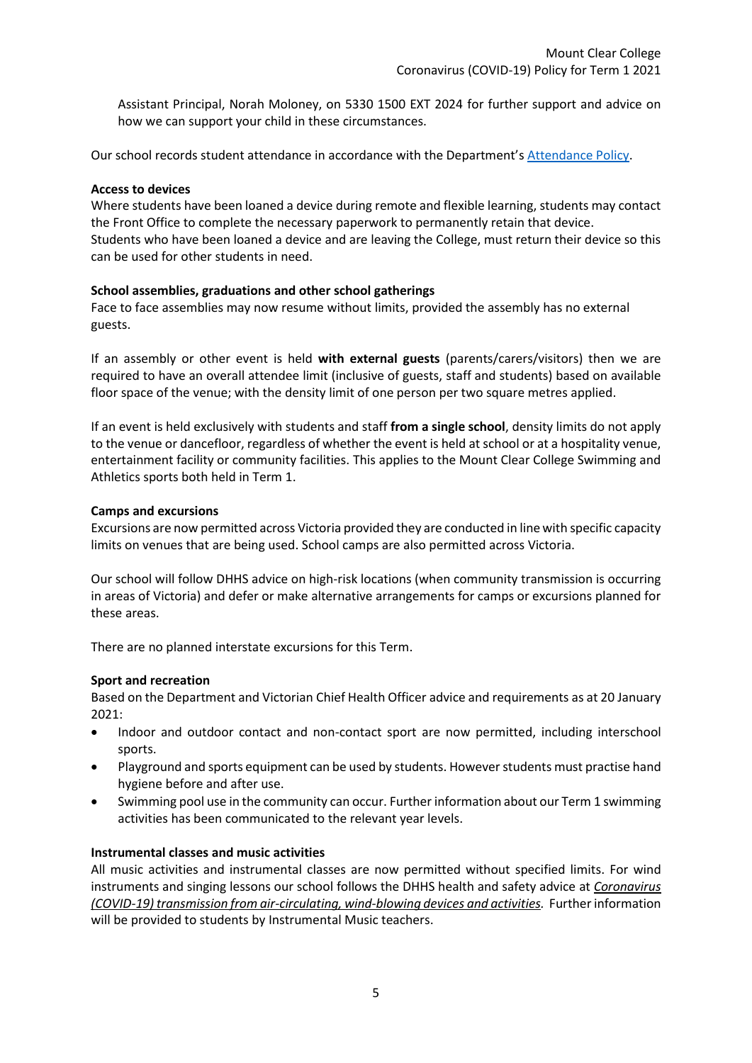Assistant Principal, Norah Moloney, on 5330 1500 EXT 2024 for further support and advice on how we can support your child in these circumstances.

Our school records student attendance in accordance with the Department's [Attendance Policy](#).

**Access to devices**

Where students have been loaned a device during remote and flexible learning, students may contact the Front Office to complete the necessary paperwork to permanently retain that device.
Students who have been loaned a device and are leaving the College, must return their device so this can be used for other students in need.

**School assemblies, graduations and other school gatherings**

Face to face assemblies may now resume without limits, provided the assembly has no external guests.

If an assembly or other event is held **with external guests** (parents/carers/visitors) then we are required to have an overall attendee limit (inclusive of guests, staff and students) based on available floor space of the venue; with the density limit of one person per two square metres applied.

If an event is held exclusively with students and staff **from a single school**, density limits do not apply to the venue or dancefloor, regardless of whether the event is held at school or at a hospitality venue, entertainment facility or community facilities. This applies to the Mount Clear College Swimming and Athletics sports both held in Term 1.

**Camps and excursions**

Excursions are now permitted across Victoria provided they are conducted in line with specific capacity limits on venues that are being used. School camps are also permitted across Victoria.

Our school will follow DHHS advice on high-risk locations (when community transmission is occurring in areas of Victoria) and defer or make alternative arrangements for camps or excursions planned for these areas.

There are no planned interstate excursions for this Term.

**Sport and recreation**

Based on the Department and Victorian Chief Health Officer advice and requirements as at 20 January 2021:

- Indoor and outdoor contact and non-contact sport are now permitted, including interschool sports.
- Playground and sports equipment can be used by students. However students must practise hand hygiene before and after use.
- Swimming pool use in the community can occur. Further information about our Term 1 swimming activities has been communicated to the relevant year levels.

**Instrumental classes and music activities**

All music activities and instrumental classes are now permitted without specified limits. For wind instruments and singing lessons our school follows the DHHS health and safety advice at *[Coronavirus (COVID-19) transmission from air-circulating, wind-blowing devices and activities](#).* Further information will be provided to students by Instrumental Music teachers.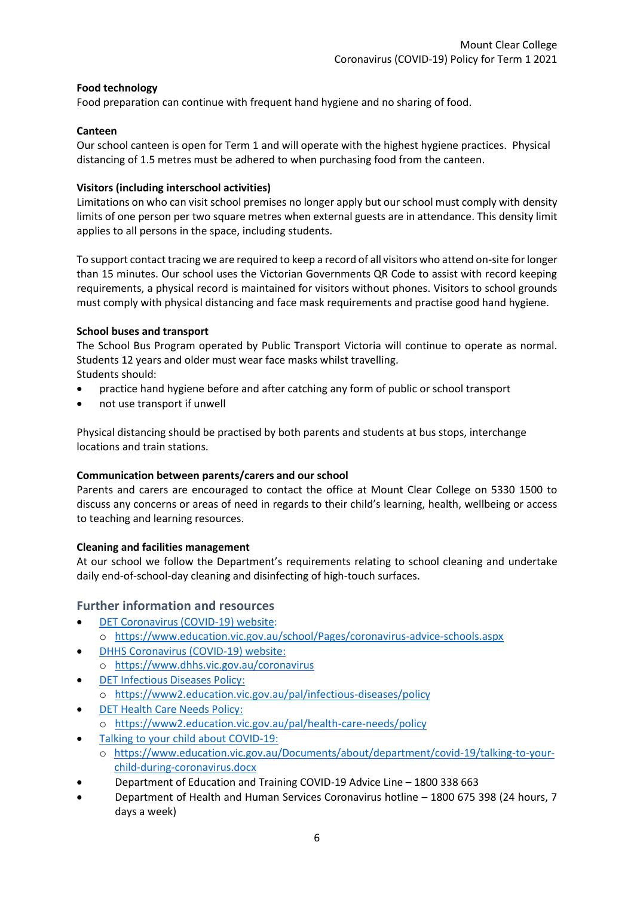**Food technology**
Food preparation can continue with frequent hand hygiene and no sharing of food.

**Canteen**
Our school canteen is open for Term 1 and will operate with the highest hygiene practices. Physical distancing of 1.5 metres must be adhered to when purchasing food from the canteen.

**Visitors (including interschool activities)**
Limitations on who can visit school premises no longer apply but our school must comply with density limits of one person per two square metres when external guests are in attendance. This density limit applies to all persons in the space, including students.

To support contact tracing we are required to keep a record of all visitors who attend on-site for longer than 15 minutes. Our school uses the Victorian Governments QR Code to assist with record keeping requirements, a physical record is maintained for visitors without phones. Visitors to school grounds must comply with physical distancing and face mask requirements and practise good hand hygiene.

**School buses and transport**
The School Bus Program operated by Public Transport Victoria will continue to operate as normal. Students 12 years and older must wear face masks whilst travelling.
Students should:

- practice hand hygiene before and after catching any form of public or school transport
- not use transport if unwell

Physical distancing should be practised by both parents and students at bus stops, interchange locations and train stations.

**Communication between parents/carers and our school**
Parents and carers are encouraged to contact the office at Mount Clear College on 5330 1500 to discuss any concerns or areas of need in regards to their child's learning, health, wellbeing or access to teaching and learning resources.

**Cleaning and facilities management**
At our school we follow the Department's requirements relating to school cleaning and undertake daily end-of-school-day cleaning and disinfecting of high-touch surfaces.

## Further information and resources

- DET Coronavirus (COVID-19) website:
  - https://www.education.vic.gov.au/school/Pages/coronavirus-advice-schools.aspx
- DHHS Coronavirus (COVID-19) website:
  - https://www.dhhs.vic.gov.au/coronavirus
- DET Infectious Diseases Policy:
  - https://www2.education.vic.gov.au/pal/infectious-diseases/policy
- DET Health Care Needs Policy:
  - https://www2.education.vic.gov.au/pal/health-care-needs/policy
- Talking to your child about COVID-19:
  - https://www.education.vic.gov.au/Documents/about/department/covid-19/talking-to-your-child-during-coronavirus.docx
- Department of Education and Training COVID-19 Advice Line – 1800 338 663
- Department of Health and Human Services Coronavirus hotline – 1800 675 398 (24 hours, 7 days a week)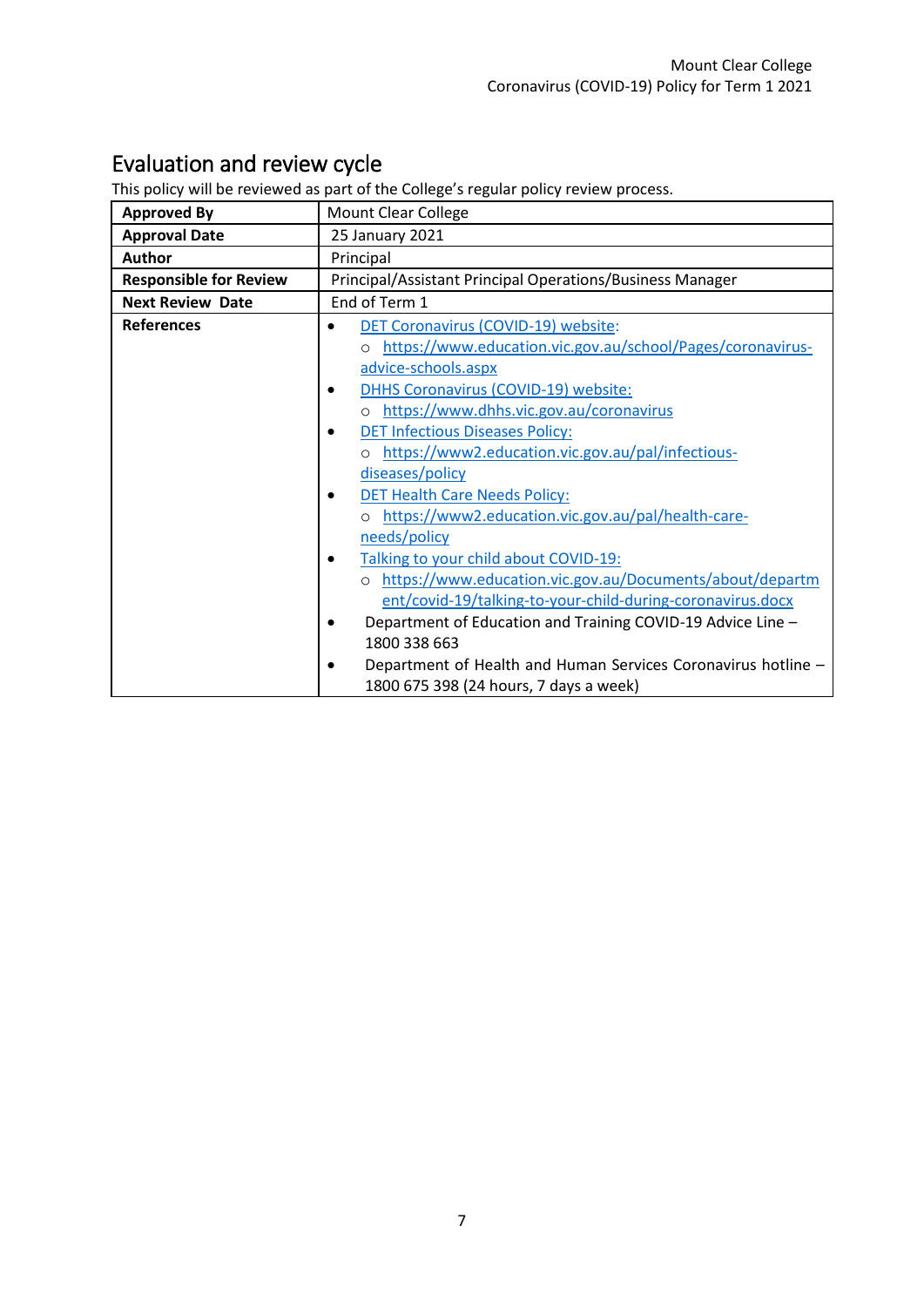## Evaluation and review cycle

This policy will be reviewed as part of the College's regular policy review process.

| | |
|---|---|
| **Approved By** | Mount Clear College |
| **Approval Date** | 25 January 2021 |
| **Author** | Principal |
| **Responsible for Review** | Principal/Assistant Principal Operations/Business Manager |
| **Next Review Date** | End of Term 1 |
| **References** | • DET Coronavirus (COVID-19) website:<br>  ○ https://www.education.vic.gov.au/school/Pages/coronavirus-advice-schools.aspx<br>• DHHS Coronavirus (COVID-19) website:<br>  ○ https://www.dhhs.vic.gov.au/coronavirus<br>• DET Infectious Diseases Policy:<br>  ○ https://www2.education.vic.gov.au/pal/infectious-diseases/policy<br>• DET Health Care Needs Policy:<br>  ○ https://www2.education.vic.gov.au/pal/health-care-needs/policy<br>• Talking to your child about COVID-19:<br>  ○ https://www.education.vic.gov.au/Documents/about/department/covid-19/talking-to-your-child-during-coronavirus.docx<br>• Department of Education and Training COVID-19 Advice Line – 1800 338 663<br>• Department of Health and Human Services Coronavirus hotline – 1800 675 398 (24 hours, 7 days a week) |